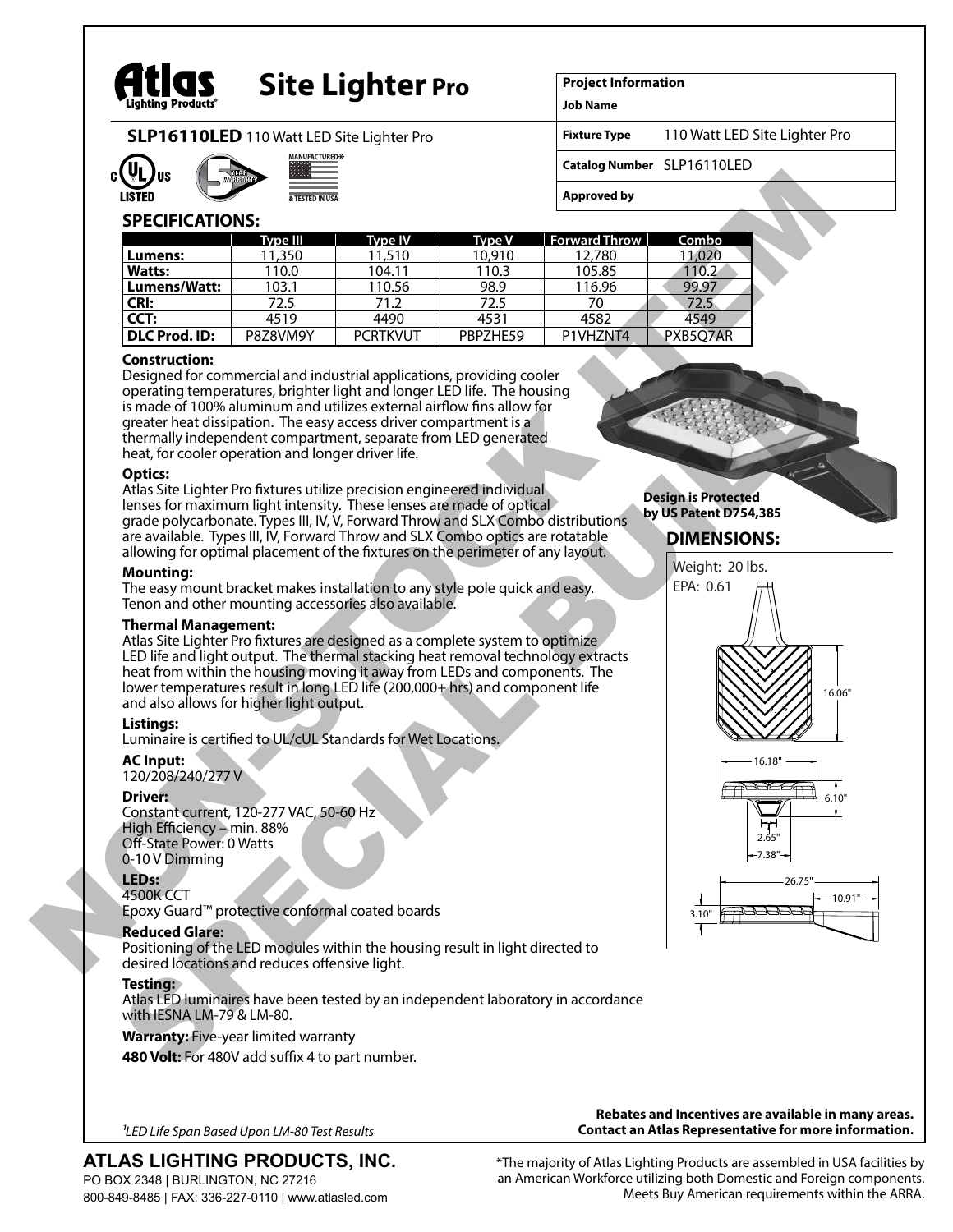# Atlas Lighting Products® — Site Lighter Pro

**SLP16110LED** 110 Watt LED Site Lighter Pro

c UL us LISTED | 5 YEAR WARRANTY | MANUFACTURED* & TESTED IN USA

| Project Information | |
|---|---|
| Job Name | |
| Fixture Type | 110 Watt LED Site Lighter Pro |
| Catalog Number | SLP16110LED |
| Approved by | |

NON-STOCK ITEM
SPECIAL BUILD

## SPECIFICATIONS:

| | Type III | Type IV | Type V | Forward Throw | Combo |
|---|---|---|---|---|---|
| **Lumens:** | 11,350 | 11,510 | 10,910 | 12,780 | 11,020 |
| **Watts:** | 110.0 | 104.11 | 110.3 | 105.85 | 110.2 |
| **Lumens/Watt:** | 103.1 | 110.56 | 98.9 | 116.96 | 99.97 |
| **CRI:** | 72.5 | 71.2 | 72.5 | 70 | 72.5 |
| **CCT:** | 4519 | 4490 | 4531 | 4582 | 4549 |
| **DLC Prod. ID:** | P8Z8VM9Y | PCRTKVUT | PBPZHE59 | P1VHZNT4 | PXB5Q7AR |

**Construction:**
Designed for commercial and industrial applications, providing cooler operating temperatures, brighter light and longer LED life. The housing is made of 100% aluminum and utilizes external airflow fins allow for greater heat dissipation. The easy access driver compartment is a thermally independent compartment, separate from LED generated heat, for cooler operation and longer driver life.

**Optics:**
Atlas Site Lighter Pro fixtures utilize precision engineered individual lenses for maximum light intensity. These lenses are made of optical grade polycarbonate. Types III, IV, V, Forward Throw and SLX Combo distributions are available. Types III, IV, Forward Throw and SLX Combo optics are rotatable allowing for optimal placement of the fixtures on the perimeter of any layout.

**Mounting:**
The easy mount bracket makes installation to any style pole quick and easy. Tenon and other mounting accessories also available.

**Thermal Management:**
Atlas Site Lighter Pro fixtures are designed as a complete system to optimize LED life and light output. The thermal stacking heat removal technology extracts heat from within the housing moving it away from LEDs and components. The lower temperatures result in long LED life (200,000+ hrs) and component life and also allows for higher light output.

**Listings:**
Luminaire is certified to UL/cUL Standards for Wet Locations.

**AC Input:**
120/208/240/277 V

**Driver:**
Constant current, 120-277 VAC, 50-60 Hz
High Efficiency – min. 88%
Off-State Power: 0 Watts
0-10 V Dimming

**LEDs:**
4500K CCT
Epoxy Guard™ protective conformal coated boards

**Reduced Glare:**
Positioning of the LED modules within the housing result in light directed to desired locations and reduces offensive light.

**Testing:**
Atlas LED luminaires have been tested by an independent laboratory in accordance with IESNA LM-79 & LM-80.

**Warranty:** Five-year limited warranty

**480 Volt:** For 480V add suffix 4 to part number.

**Design is Protected by US Patent D754,385**

## DIMENSIONS:

Weight: 20 lbs.
EPA: 0.61

16.06"
16.18"
6.10"
2.65"
7.38"
26.75"
10.91"
3.10"

[1]LED Life Span Based Upon LM-80 Test Results

**Rebates and Incentives are available in many areas. Contact an Atlas Representative for more information.**

**ATLAS LIGHTING PRODUCTS, INC.**
PO BOX 2348 | BURLINGTON, NC 27216
800-849-8485 | FAX: 336-227-0110 | www.atlasled.com

*The majority of Atlas Lighting Products are assembled in USA facilities by an American Workforce utilizing both Domestic and Foreign components. Meets Buy American requirements within the ARRA.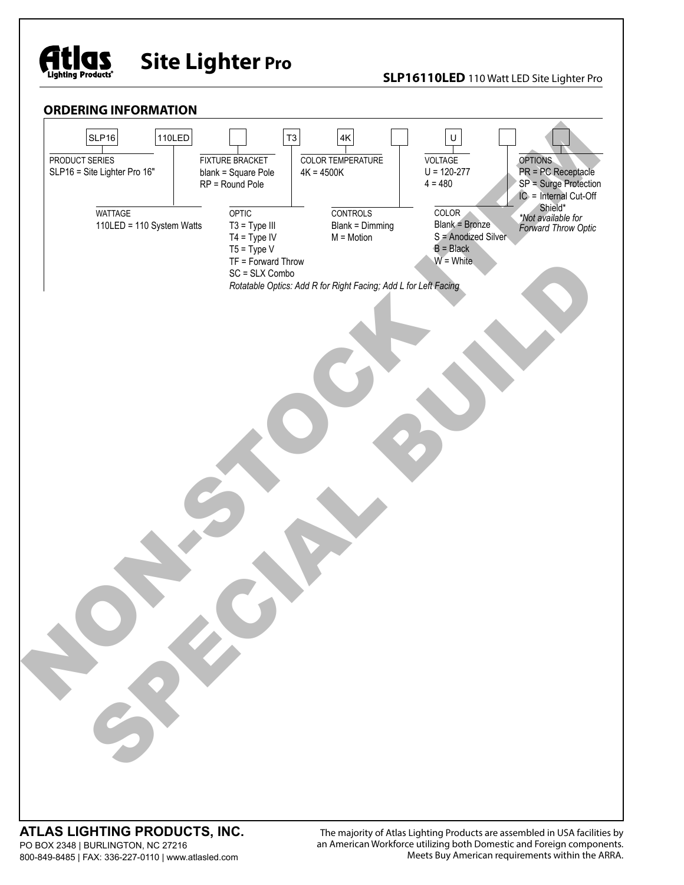# Site Lighter Pro

**SLP16110LED** 110 Watt LED Site Lighter Pro

## ORDERING INFORMATION

SLP16 | 110LED | [ ] | T3 | 4K | [ ] | U | [ ] | [ ]

PRODUCT SERIES
SLP16 = Site Lighter Pro 16"

WATTAGE
110LED = 110 System Watts

FIXTURE BRACKET
blank = Square Pole
RP = Round Pole

OPTIC
T3 = Type III
T4 = Type IV
T5 = Type V
TF = Forward Throw
SC = SLX Combo
*Rotatable Optics: Add R for Right Facing; Add L for Left Facing*

COLOR TEMPERATURE
4K = 4500K

CONTROLS
Blank = Dimming
M = Motion

VOLTAGE
U = 120-277
4 = 480

COLOR
Blank = Bronze
S = Anodized Silver
B = Black
W = White

OPTIONS
PR = PC Receptacle
SP = Surge Protection
IC = Internal Cut-Off Shield*
*\*Not available for Forward Throw Optic*

NON-STOCK ITEM
SPECIAL BUILD

**ATLAS LIGHTING PRODUCTS, INC.**
PO BOX 2348 | BURLINGTON, NC 27216
800-849-8485 | FAX: 336-227-0110 | www.atlasled.com

The majority of Atlas Lighting Products are assembled in USA facilities by an American Workforce utilizing both Domestic and Foreign components. Meets Buy American requirements within the ARRA.